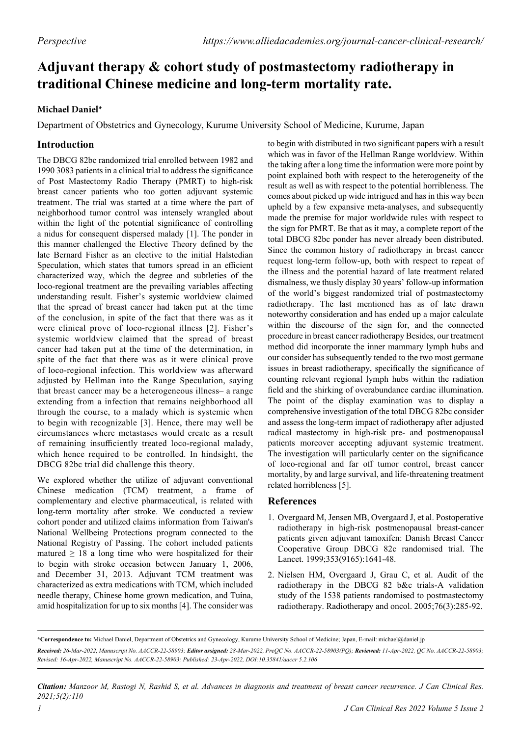*Perspective* https://www.alliedacademies.org/journal-cancer-clinical-research/

# Adjuvant therapy & cohort study of postmastectomy radiotherapy in traditional Chinese medicine and long-term mortality rate.

**Michael Daniel***

Department of Obstetrics and Gynecology, Kurume University School of Medicine, Kurume, Japan

## Introduction

The DBCG 82bc randomized trial enrolled between 1982 and 1990 3083 patients in a clinical trial to address the significance of Post Mastectomy Radio Therapy (PMRT) to high-risk breast cancer patients who too gotten adjuvant systemic treatment. The trial was started at a time where the part of neighborhood tumor control was intensely wrangled about within the light of the potential significance of controlling a nidus for consequent dispersed malady [1]. The ponder in this manner challenged the Elective Theory defined by the late Bernard Fisher as an elective to the initial Halstedian Speculation, which states that tumors spread in an efficient characterized way, which the degree and subtleties of the loco-regional treatment are the prevailing variables affecting understanding result. Fisher's systemic worldview claimed that the spread of breast cancer had taken put at the time of the conclusion, in spite of the fact that there was as it were clinical prove of loco-regional illness [2]. Fisher's systemic worldview claimed that the spread of breast cancer had taken put at the time of the determination, in spite of the fact that there was as it were clinical prove of loco-regional infection. This worldview was afterward adjusted by Hellman into the Range Speculation, saying that breast cancer may be a heterogeneous illness– a range extending from a infection that remains neighborhood all through the course, to a malady which is systemic when to begin with recognizable [3]. Hence, there may well be circumstances where metastases would create as a result of remaining insufficiently treated loco-regional malady, which hence required to be controlled. In hindsight, the DBCG 82bc trial did challenge this theory.

We explored whether the utilize of adjuvant conventional Chinese medication (TCM) treatment, a frame of complementary and elective pharmaceutical, is related with long-term mortality after stroke. We conducted a review cohort ponder and utilized claims information from Taiwan's National Wellbeing Protections program connected to the National Registry of Passing. The cohort included patients matured ≥ 18 a long time who were hospitalized for their to begin with stroke occasion between January 1, 2006, and December 31, 2013. Adjuvant TCM treatment was characterized as extra medications with TCM, which included needle therapy, Chinese home grown medication, and Tuina, amid hospitalization for up to six months [4]. The consider was to begin with distributed in two significant papers with a result which was in favor of the Hellman Range worldview. Within the taking after a long time the information were more point by point explained both with respect to the heterogeneity of the result as well as with respect to the potential horribleness. The comes about picked up wide intrigued and has in this way been upheld by a few expansive meta-analyses, and subsequently made the premise for major worldwide rules with respect to the sign for PMRT. Be that as it may, a complete report of the total DBCG 82bc ponder has never already been distributed. Since the common history of radiotherapy in breast cancer request long-term follow-up, both with respect to repeat of the illness and the potential hazard of late treatment related dismalness, we thusly display 30 years' follow-up information of the world's biggest randomized trial of postmastectomy radiotherapy. The last mentioned has as of late drawn noteworthy consideration and has ended up a major calculate within the discourse of the sign for, and the connected procedure in breast cancer radiotherapy Besides, our treatment method did incorporate the inner mammary lymph hubs and our consider has subsequently tended to the two most germane issues in breast radiotherapy, specifically the significance of counting relevant regional lymph hubs within the radiation field and the shirking of overabundance cardiac illumination. The point of the display examination was to display a comprehensive investigation of the total DBCG 82bc consider and assess the long-term impact of radiotherapy after adjusted radical mastectomy in high-risk pre- and postmenopausal patients moreover accepting adjuvant systemic treatment. The investigation will particularly center on the significance of loco-regional and far off tumor control, breast cancer mortality, by and large survival, and life-threatening treatment related horribleness [5].

## References

1. Overgaard M, Jensen MB, Overgaard J, et al. Postoperative radiotherapy in high-risk postmenopausal breast-cancer patients given adjuvant tamoxifen: Danish Breast Cancer Cooperative Group DBCG 82c randomised trial. The Lancet. 1999;353(9165):1641-48.
2. Nielsen HM, Overgaard J, Grau C, et al. Audit of the radiotherapy in the DBCG 82 b&c trials-A validation study of the 1538 patients randomised to postmastectomy radiotherapy. Radiotherapy and oncol. 2005;76(3):285-92.

---

**\*Correspondence to:** Michael Daniel, Department of Obstetrics and Gynecology, Kurume University School of Medicine; Japan, E-mail: michael@daniel.jp

***Received:** 26-Mar-2022, Manuscript No. AACCR-22-58903; **Editor assigned:** 28-Mar-2022, PreQC No. AACCR-22-58903(PQ); **Reviewed:** 11-Apr-2022, QC No. AACCR-22-58903; Revised: 16-Apr-2022, Manuscript No. AACCR-22-58903; Published: 23-Apr-2022, DOI:10.35841/aaccr 5.2.106*

---

***Citation:** Manzoor M, Rastogi N, Rashid S, et al. Advances in diagnosis and treatment of breast cancer recurrence. J Can Clinical Res. 2021;5(2):110*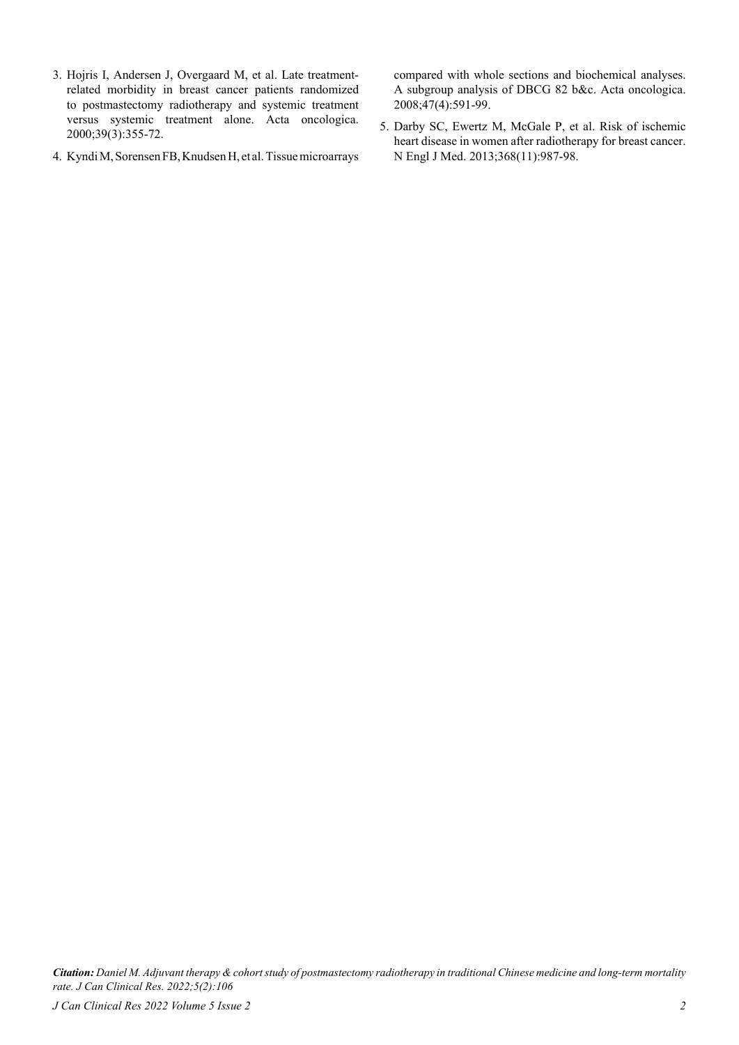3. Hojris I, Andersen J, Overgaard M, et al. Late treatment-related morbidity in breast cancer patients randomized to postmastectomy radiotherapy and systemic treatment versus systemic treatment alone. Acta oncologica. 2000;39(3):355-72.
4. Kyndi M, Sorensen FB, Knudsen H, et al. Tissue microarrays compared with whole sections and biochemical analyses. A subgroup analysis of DBCG 82 b&c. Acta oncologica. 2008;47(4):591-99.
5. Darby SC, Ewertz M, McGale P, et al. Risk of ischemic heart disease in women after radiotherapy for breast cancer. N Engl J Med. 2013;368(11):987-98.

***Citation:*** *Daniel M. Adjuvant therapy & cohort study of postmastectomy radiotherapy in traditional Chinese medicine and long-term mortality rate. J Can Clinical Res. 2022;5(2):106*